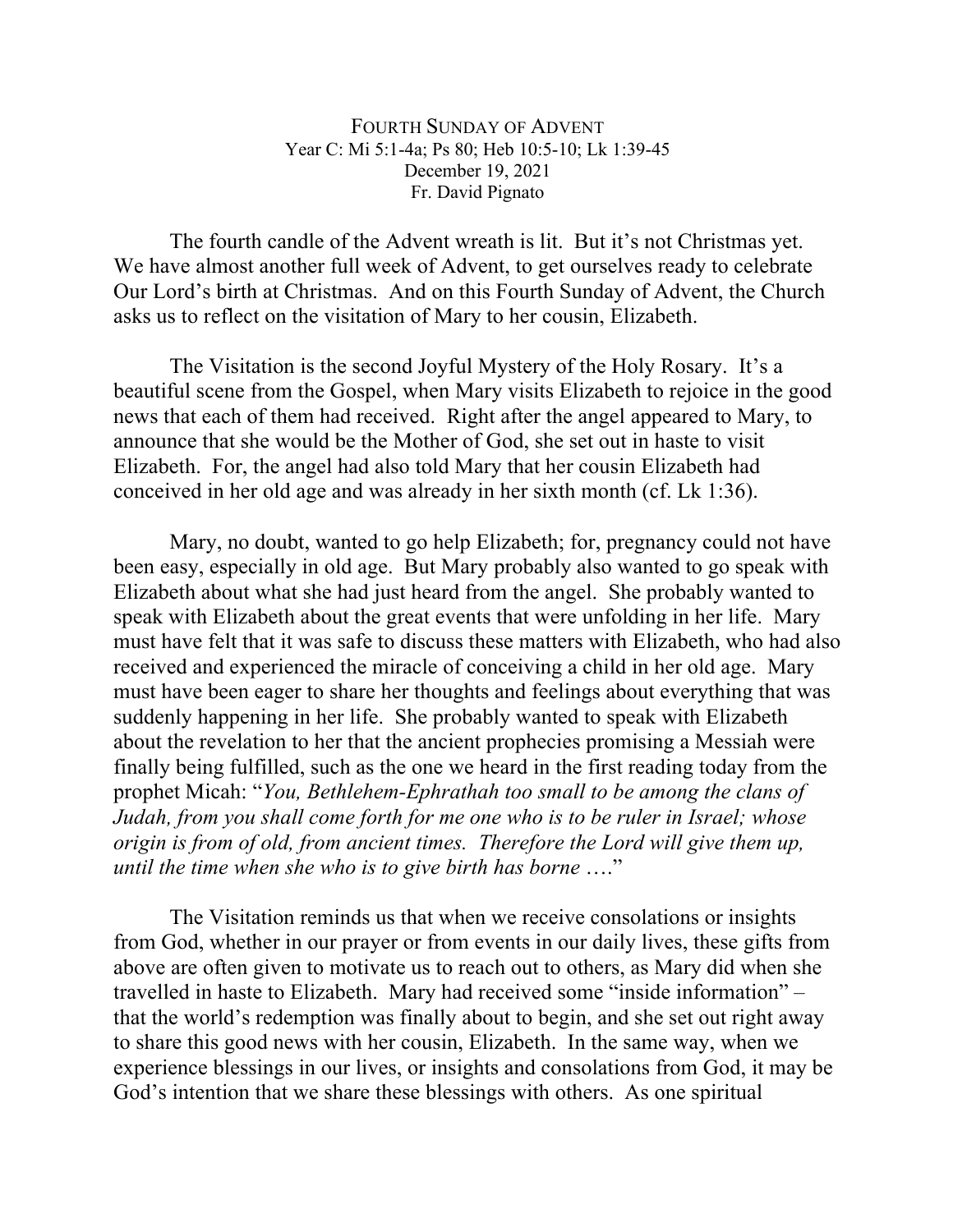# FOURTH SUNDAY OF ADVENT

Year C: Mi 5:1-4a; Ps 80; Heb 10:5-10; Lk 1:39-45

December 19, 2021

Fr. David Pignato

The fourth candle of the Advent wreath is lit. But it's not Christmas yet. We have almost another full week of Advent, to get ourselves ready to celebrate Our Lord's birth at Christmas. And on this Fourth Sunday of Advent, the Church asks us to reflect on the visitation of Mary to her cousin, Elizabeth.

The Visitation is the second Joyful Mystery of the Holy Rosary. It's a beautiful scene from the Gospel, when Mary visits Elizabeth to rejoice in the good news that each of them had received. Right after the angel appeared to Mary, to announce that she would be the Mother of God, she set out in haste to visit Elizabeth. For, the angel had also told Mary that her cousin Elizabeth had conceived in her old age and was already in her sixth month (cf. Lk 1:36).

Mary, no doubt, wanted to go help Elizabeth; for, pregnancy could not have been easy, especially in old age. But Mary probably also wanted to go speak with Elizabeth about what she had just heard from the angel. She probably wanted to speak with Elizabeth about the great events that were unfolding in her life. Mary must have felt that it was safe to discuss these matters with Elizabeth, who had also received and experienced the miracle of conceiving a child in her old age. Mary must have been eager to share her thoughts and feelings about everything that was suddenly happening in her life. She probably wanted to speak with Elizabeth about the revelation to her that the ancient prophecies promising a Messiah were finally being fulfilled, such as the one we heard in the first reading today from the prophet Micah: "*You, Bethlehem-Ephrathah too small to be among the clans of Judah, from you shall come forth for me one who is to be ruler in Israel; whose origin is from of old, from ancient times. Therefore the Lord will give them up, until the time when she who is to give birth has borne* …."

The Visitation reminds us that when we receive consolations or insights from God, whether in our prayer or from events in our daily lives, these gifts from above are often given to motivate us to reach out to others, as Mary did when she travelled in haste to Elizabeth. Mary had received some "inside information" – that the world's redemption was finally about to begin, and she set out right away to share this good news with her cousin, Elizabeth. In the same way, when we experience blessings in our lives, or insights and consolations from God, it may be God's intention that we share these blessings with others. As one spiritual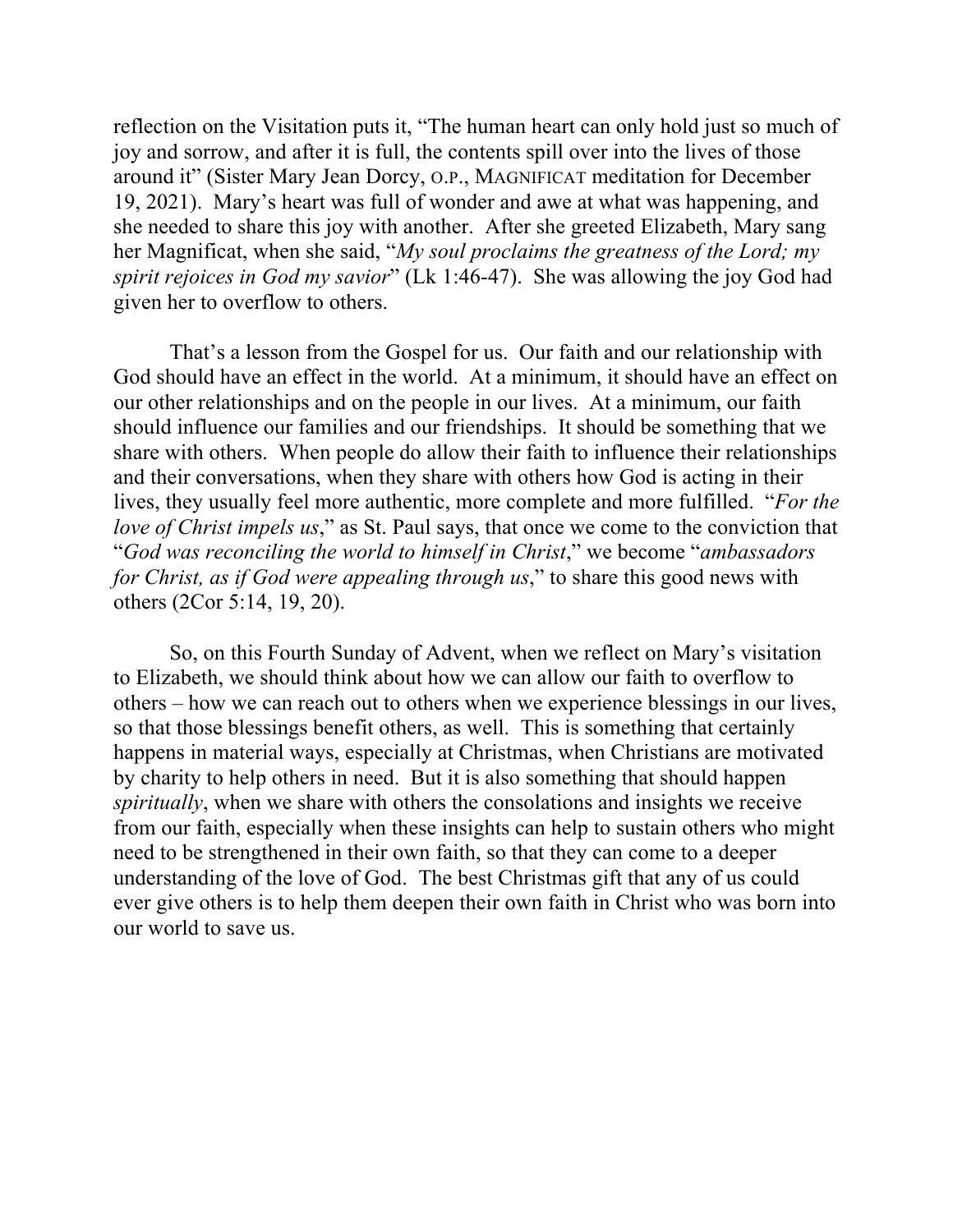reflection on the Visitation puts it, "The human heart can only hold just so much of joy and sorrow, and after it is full, the contents spill over into the lives of those around it" (Sister Mary Jean Dorcy, O.P., MAGNIFICAT meditation for December 19, 2021). Mary's heart was full of wonder and awe at what was happening, and she needed to share this joy with another. After she greeted Elizabeth, Mary sang her Magnificat, when she said, "*My soul proclaims the greatness of the Lord; my spirit rejoices in God my savior*" (Lk 1:46-47). She was allowing the joy God had given her to overflow to others.

That's a lesson from the Gospel for us. Our faith and our relationship with God should have an effect in the world. At a minimum, it should have an effect on our other relationships and on the people in our lives. At a minimum, our faith should influence our families and our friendships. It should be something that we share with others. When people do allow their faith to influence their relationships and their conversations, when they share with others how God is acting in their lives, they usually feel more authentic, more complete and more fulfilled. "*For the love of Christ impels us*," as St. Paul says, that once we come to the conviction that "*God was reconciling the world to himself in Christ*," we become "*ambassadors for Christ, as if God were appealing through us*," to share this good news with others (2Cor 5:14, 19, 20).

So, on this Fourth Sunday of Advent, when we reflect on Mary's visitation to Elizabeth, we should think about how we can allow our faith to overflow to others – how we can reach out to others when we experience blessings in our lives, so that those blessings benefit others, as well. This is something that certainly happens in material ways, especially at Christmas, when Christians are motivated by charity to help others in need. But it is also something that should happen *spiritually*, when we share with others the consolations and insights we receive from our faith, especially when these insights can help to sustain others who might need to be strengthened in their own faith, so that they can come to a deeper understanding of the love of God. The best Christmas gift that any of us could ever give others is to help them deepen their own faith in Christ who was born into our world to save us.